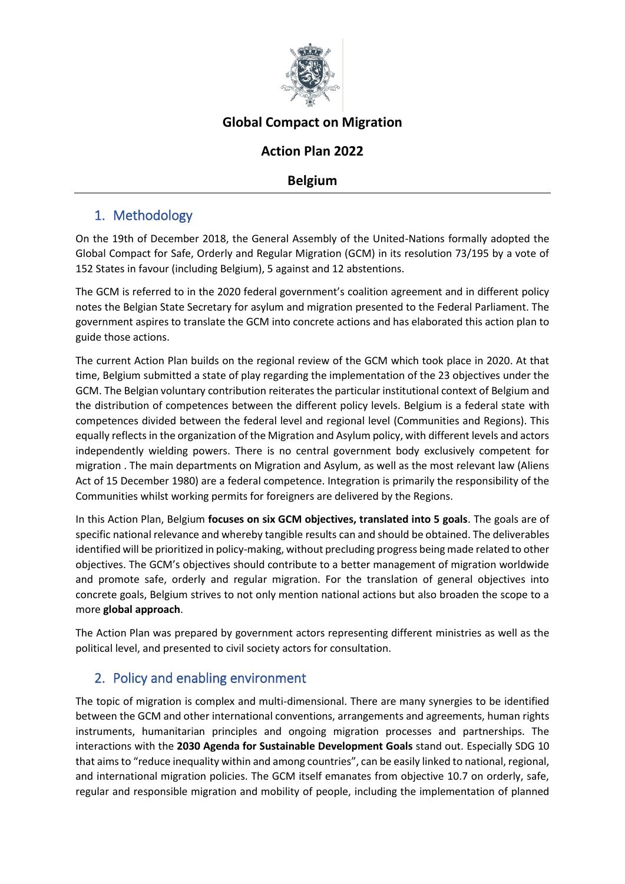# Global Compact on Migration

## Action Plan 2022

## Belgium

## 1. Methodology

On the 19th of December 2018, the General Assembly of the United-Nations formally adopted the Global Compact for Safe, Orderly and Regular Migration (GCM) in its resolution 73/195 by a vote of 152 States in favour (including Belgium), 5 against and 12 abstentions.

The GCM is referred to in the 2020 federal government's coalition agreement and in different policy notes the Belgian State Secretary for asylum and migration presented to the Federal Parliament. The government aspires to translate the GCM into concrete actions and has elaborated this action plan to guide those actions.

The current Action Plan builds on the regional review of the GCM which took place in 2020. At that time, Belgium submitted a state of play regarding the implementation of the 23 objectives under the GCM. The Belgian voluntary contribution reiterates the particular institutional context of Belgium and the distribution of competences between the different policy levels. Belgium is a federal state with competences divided between the federal level and regional level (Communities and Regions). This equally reflects in the organization of the Migration and Asylum policy, with different levels and actors independently wielding powers. There is no central government body exclusively competent for migration . The main departments on Migration and Asylum, as well as the most relevant law (Aliens Act of 15 December 1980) are a federal competence. Integration is primarily the responsibility of the Communities whilst working permits for foreigners are delivered by the Regions.

In this Action Plan, Belgium **focuses on six GCM objectives, translated into 5 goals**. The goals are of specific national relevance and whereby tangible results can and should be obtained. The deliverables identified will be prioritized in policy-making, without precluding progress being made related to other objectives. The GCM's objectives should contribute to a better management of migration worldwide and promote safe, orderly and regular migration. For the translation of general objectives into concrete goals, Belgium strives to not only mention national actions but also broaden the scope to a more **global approach**.

The Action Plan was prepared by government actors representing different ministries as well as the political level, and presented to civil society actors for consultation.

## 2. Policy and enabling environment

The topic of migration is complex and multi-dimensional. There are many synergies to be identified between the GCM and other international conventions, arrangements and agreements, human rights instruments, humanitarian principles and ongoing migration processes and partnerships. The interactions with the **2030 Agenda for Sustainable Development Goals** stand out. Especially SDG 10 that aims to "reduce inequality within and among countries", can be easily linked to national, regional, and international migration policies. The GCM itself emanates from objective 10.7 on orderly, safe, regular and responsible migration and mobility of people, including the implementation of planned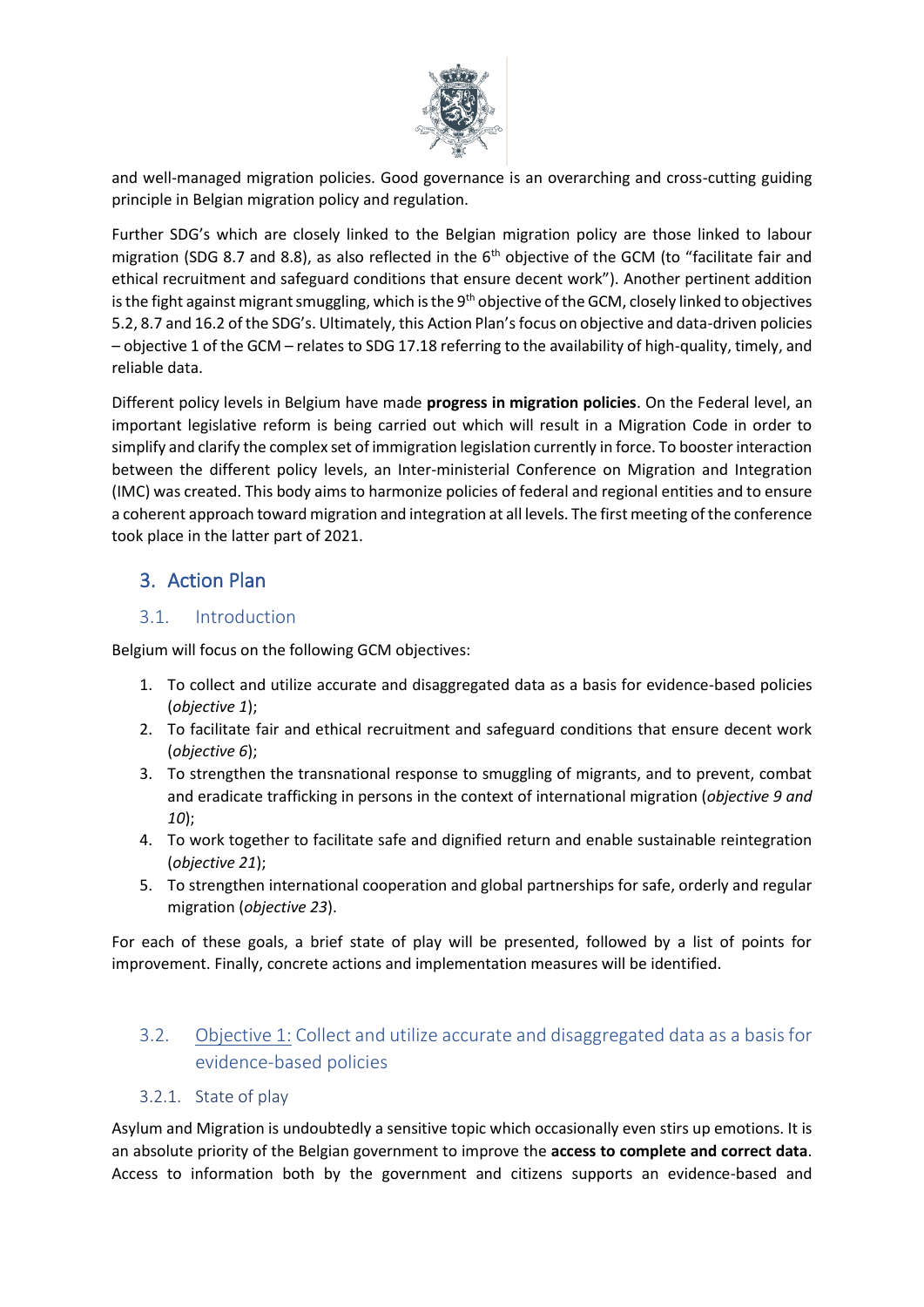and well-managed migration policies. Good governance is an overarching and cross-cutting guiding principle in Belgian migration policy and regulation.

Further SDG's which are closely linked to the Belgian migration policy are those linked to labour migration (SDG 8.7 and 8.8), as also reflected in the 6th objective of the GCM (to "facilitate fair and ethical recruitment and safeguard conditions that ensure decent work"). Another pertinent addition is the fight against migrant smuggling, which is the 9th objective of the GCM, closely linked to objectives 5.2, 8.7 and 16.2 of the SDG's. Ultimately, this Action Plan's focus on objective and data-driven policies – objective 1 of the GCM – relates to SDG 17.18 referring to the availability of high-quality, timely, and reliable data.

Different policy levels in Belgium have made **progress in migration policies**. On the Federal level, an important legislative reform is being carried out which will result in a Migration Code in order to simplify and clarify the complex set of immigration legislation currently in force. To booster interaction between the different policy levels, an Inter-ministerial Conference on Migration and Integration (IMC) was created. This body aims to harmonize policies of federal and regional entities and to ensure a coherent approach toward migration and integration at all levels. The first meeting of the conference took place in the latter part of 2021.

## 3. Action Plan

### 3.1. Introduction

Belgium will focus on the following GCM objectives:

1. To collect and utilize accurate and disaggregated data as a basis for evidence-based policies (*objective 1*);
2. To facilitate fair and ethical recruitment and safeguard conditions that ensure decent work (*objective 6*);
3. To strengthen the transnational response to smuggling of migrants, and to prevent, combat and eradicate trafficking in persons in the context of international migration (*objective 9 and 10*);
4. To work together to facilitate safe and dignified return and enable sustainable reintegration (*objective 21*);
5. To strengthen international cooperation and global partnerships for safe, orderly and regular migration (*objective 23*).

For each of these goals, a brief state of play will be presented, followed by a list of points for improvement. Finally, concrete actions and implementation measures will be identified.

### 3.2. Objective 1: Collect and utilize accurate and disaggregated data as a basis for evidence-based policies

#### 3.2.1. State of play

Asylum and Migration is undoubtedly a sensitive topic which occasionally even stirs up emotions. It is an absolute priority of the Belgian government to improve the **access to complete and correct data**. Access to information both by the government and citizens supports an evidence-based and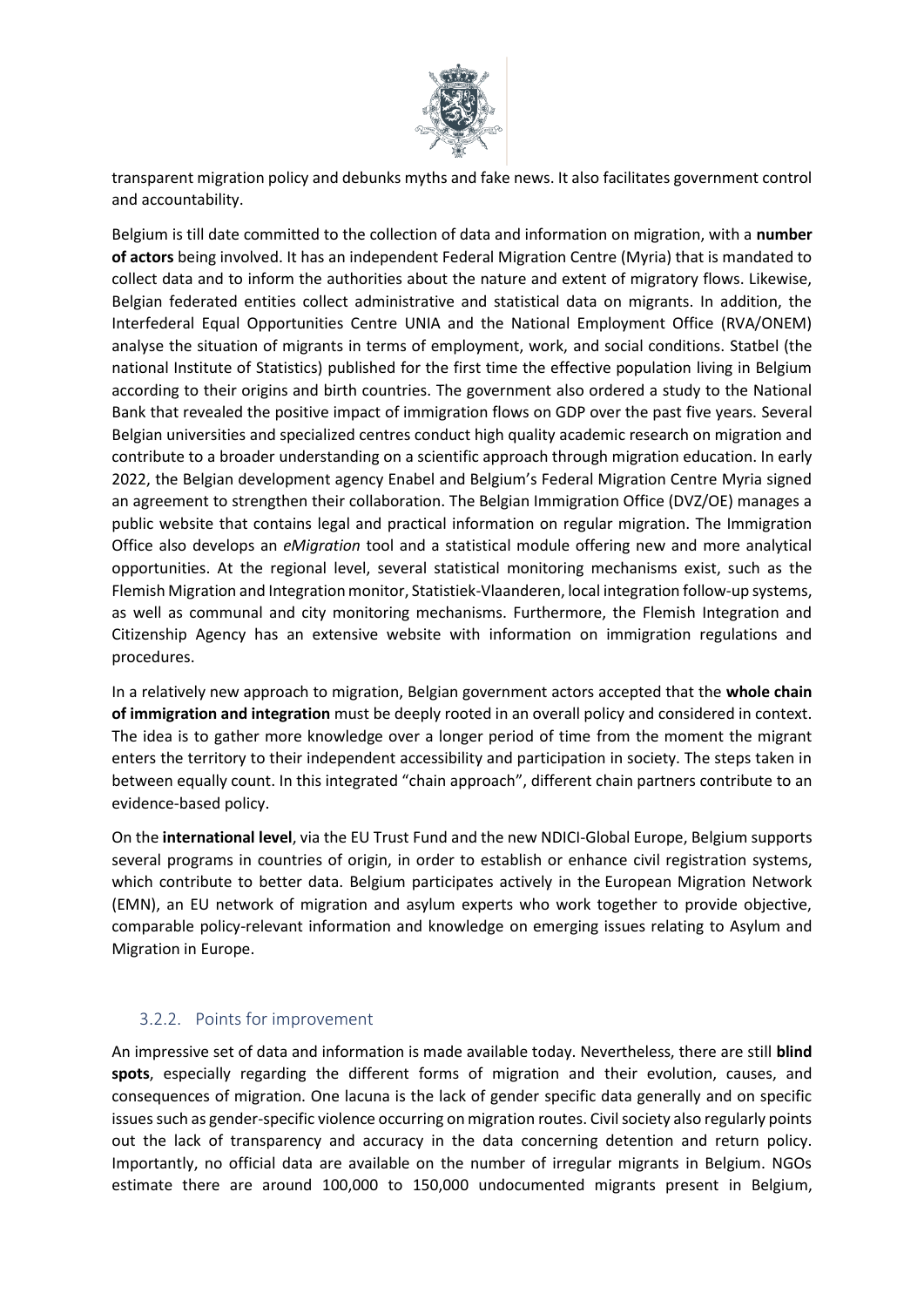transparent migration policy and debunks myths and fake news. It also facilitates government control and accountability.

Belgium is till date committed to the collection of data and information on migration, with a **number of actors** being involved. It has an independent Federal Migration Centre (Myria) that is mandated to collect data and to inform the authorities about the nature and extent of migratory flows. Likewise, Belgian federated entities collect administrative and statistical data on migrants. In addition, the Interfederal Equal Opportunities Centre UNIA and the National Employment Office (RVA/ONEM) analyse the situation of migrants in terms of employment, work, and social conditions. Statbel (the national Institute of Statistics) published for the first time the effective population living in Belgium according to their origins and birth countries. The government also ordered a study to the National Bank that revealed the positive impact of immigration flows on GDP over the past five years. Several Belgian universities and specialized centres conduct high quality academic research on migration and contribute to a broader understanding on a scientific approach through migration education. In early 2022, the Belgian development agency Enabel and Belgium's Federal Migration Centre Myria signed an agreement to strengthen their collaboration. The Belgian Immigration Office (DVZ/OE) manages a public website that contains legal and practical information on regular migration. The Immigration Office also develops an *eMigration* tool and a statistical module offering new and more analytical opportunities. At the regional level, several statistical monitoring mechanisms exist, such as the Flemish Migration and Integration monitor, Statistiek-Vlaanderen, local integration follow-up systems, as well as communal and city monitoring mechanisms. Furthermore, the Flemish Integration and Citizenship Agency has an extensive website with information on immigration regulations and procedures.

In a relatively new approach to migration, Belgian government actors accepted that the **whole chain of immigration and integration** must be deeply rooted in an overall policy and considered in context. The idea is to gather more knowledge over a longer period of time from the moment the migrant enters the territory to their independent accessibility and participation in society. The steps taken in between equally count. In this integrated "chain approach", different chain partners contribute to an evidence-based policy.

On the **international level**, via the EU Trust Fund and the new NDICI-Global Europe, Belgium supports several programs in countries of origin, in order to establish or enhance civil registration systems, which contribute to better data. Belgium participates actively in the European Migration Network (EMN), an EU network of migration and asylum experts who work together to provide objective, comparable policy-relevant information and knowledge on emerging issues relating to Asylum and Migration in Europe.

### 3.2.2. Points for improvement

An impressive set of data and information is made available today. Nevertheless, there are still **blind spots**, especially regarding the different forms of migration and their evolution, causes, and consequences of migration. One lacuna is the lack of gender specific data generally and on specific issues such as gender-specific violence occurring on migration routes. Civil society also regularly points out the lack of transparency and accuracy in the data concerning detention and return policy. Importantly, no official data are available on the number of irregular migrants in Belgium. NGOs estimate there are around 100,000 to 150,000 undocumented migrants present in Belgium,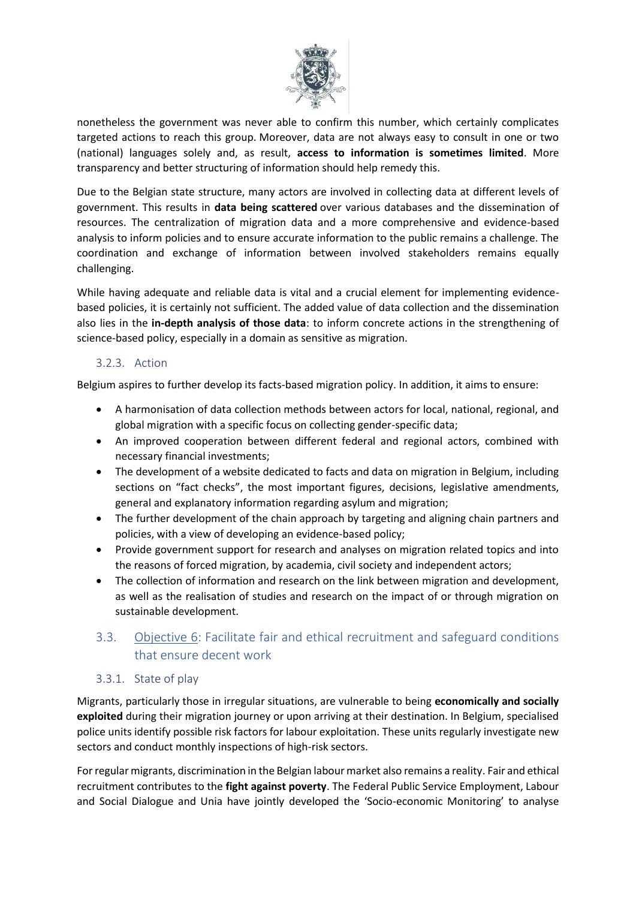nonetheless the government was never able to confirm this number, which certainly complicates targeted actions to reach this group. Moreover, data are not always easy to consult in one or two (national) languages solely and, as result, **access to information is sometimes limited**. More transparency and better structuring of information should help remedy this.

Due to the Belgian state structure, many actors are involved in collecting data at different levels of government. This results in **data being scattered** over various databases and the dissemination of resources. The centralization of migration data and a more comprehensive and evidence-based analysis to inform policies and to ensure accurate information to the public remains a challenge. The coordination and exchange of information between involved stakeholders remains equally challenging.

While having adequate and reliable data is vital and a crucial element for implementing evidence-based policies, it is certainly not sufficient. The added value of data collection and the dissemination also lies in the **in-depth analysis of those data**: to inform concrete actions in the strengthening of science-based policy, especially in a domain as sensitive as migration.

#### 3.2.3. Action

Belgium aspires to further develop its facts-based migration policy. In addition, it aims to ensure:

- A harmonisation of data collection methods between actors for local, national, regional, and global migration with a specific focus on collecting gender-specific data;
- An improved cooperation between different federal and regional actors, combined with necessary financial investments;
- The development of a website dedicated to facts and data on migration in Belgium, including sections on "fact checks", the most important figures, decisions, legislative amendments, general and explanatory information regarding asylum and migration;
- The further development of the chain approach by targeting and aligning chain partners and policies, with a view of developing an evidence-based policy;
- Provide government support for research and analyses on migration related topics and into the reasons of forced migration, by academia, civil society and independent actors;
- The collection of information and research on the link between migration and development, as well as the realisation of studies and research on the impact of or through migration on sustainable development.

### 3.3. Objective 6: Facilitate fair and ethical recruitment and safeguard conditions that ensure decent work

#### 3.3.1. State of play

Migrants, particularly those in irregular situations, are vulnerable to being **economically and socially exploited** during their migration journey or upon arriving at their destination. In Belgium, specialised police units identify possible risk factors for labour exploitation. These units regularly investigate new sectors and conduct monthly inspections of high-risk sectors.

For regular migrants, discrimination in the Belgian labour market also remains a reality. Fair and ethical recruitment contributes to the **fight against poverty**. The Federal Public Service Employment, Labour and Social Dialogue and Unia have jointly developed the 'Socio-economic Monitoring' to analyse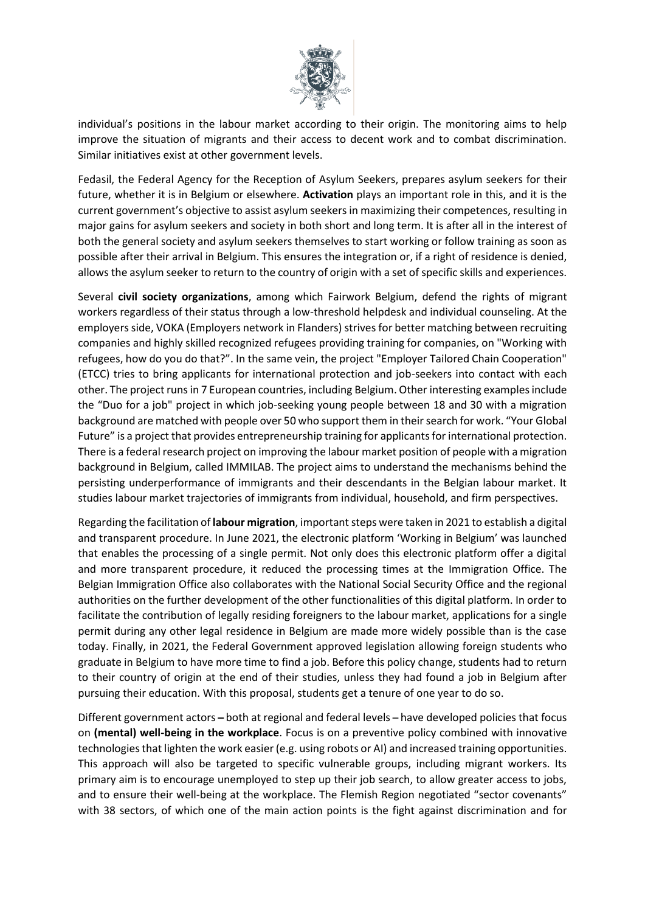individual's positions in the labour market according to their origin. The monitoring aims to help improve the situation of migrants and their access to decent work and to combat discrimination. Similar initiatives exist at other government levels.

Fedasil, the Federal Agency for the Reception of Asylum Seekers, prepares asylum seekers for their future, whether it is in Belgium or elsewhere. **Activation** plays an important role in this, and it is the current government's objective to assist asylum seekers in maximizing their competences, resulting in major gains for asylum seekers and society in both short and long term. It is after all in the interest of both the general society and asylum seekers themselves to start working or follow training as soon as possible after their arrival in Belgium. This ensures the integration or, if a right of residence is denied, allows the asylum seeker to return to the country of origin with a set of specific skills and experiences.

Several **civil society organizations**, among which Fairwork Belgium, defend the rights of migrant workers regardless of their status through a low-threshold helpdesk and individual counseling. At the employers side, VOKA (Employers network in Flanders) strives for better matching between recruiting companies and highly skilled recognized refugees providing training for companies, on "Working with refugees, how do you do that?". In the same vein, the project "Employer Tailored Chain Cooperation" (ETCC) tries to bring applicants for international protection and job-seekers into contact with each other. The project runs in 7 European countries, including Belgium. Other interesting examples include the "Duo for a job" project in which job-seeking young people between 18 and 30 with a migration background are matched with people over 50 who support them in their search for work. "Your Global Future" is a project that provides entrepreneurship training for applicants for international protection. There is a federal research project on improving the labour market position of people with a migration background in Belgium, called IMMILAB. The project aims to understand the mechanisms behind the persisting underperformance of immigrants and their descendants in the Belgian labour market. It studies labour market trajectories of immigrants from individual, household, and firm perspectives.

Regarding the facilitation of **labour migration**, important steps were taken in 2021 to establish a digital and transparent procedure. In June 2021, the electronic platform 'Working in Belgium' was launched that enables the processing of a single permit. Not only does this electronic platform offer a digital and more transparent procedure, it reduced the processing times at the Immigration Office. The Belgian Immigration Office also collaborates with the National Social Security Office and the regional authorities on the further development of the other functionalities of this digital platform. In order to facilitate the contribution of legally residing foreigners to the labour market, applications for a single permit during any other legal residence in Belgium are made more widely possible than is the case today. Finally, in 2021, the Federal Government approved legislation allowing foreign students who graduate in Belgium to have more time to find a job. Before this policy change, students had to return to their country of origin at the end of their studies, unless they had found a job in Belgium after pursuing their education. With this proposal, students get a tenure of one year to do so.

Different government actors – both at regional and federal levels – have developed policies that focus on **(mental) well-being in the workplace**. Focus is on a preventive policy combined with innovative technologies that lighten the work easier (e.g. using robots or AI) and increased training opportunities. This approach will also be targeted to specific vulnerable groups, including migrant workers. Its primary aim is to encourage unemployed to step up their job search, to allow greater access to jobs, and to ensure their well-being at the workplace. The Flemish Region negotiated "sector covenants" with 38 sectors, of which one of the main action points is the fight against discrimination and for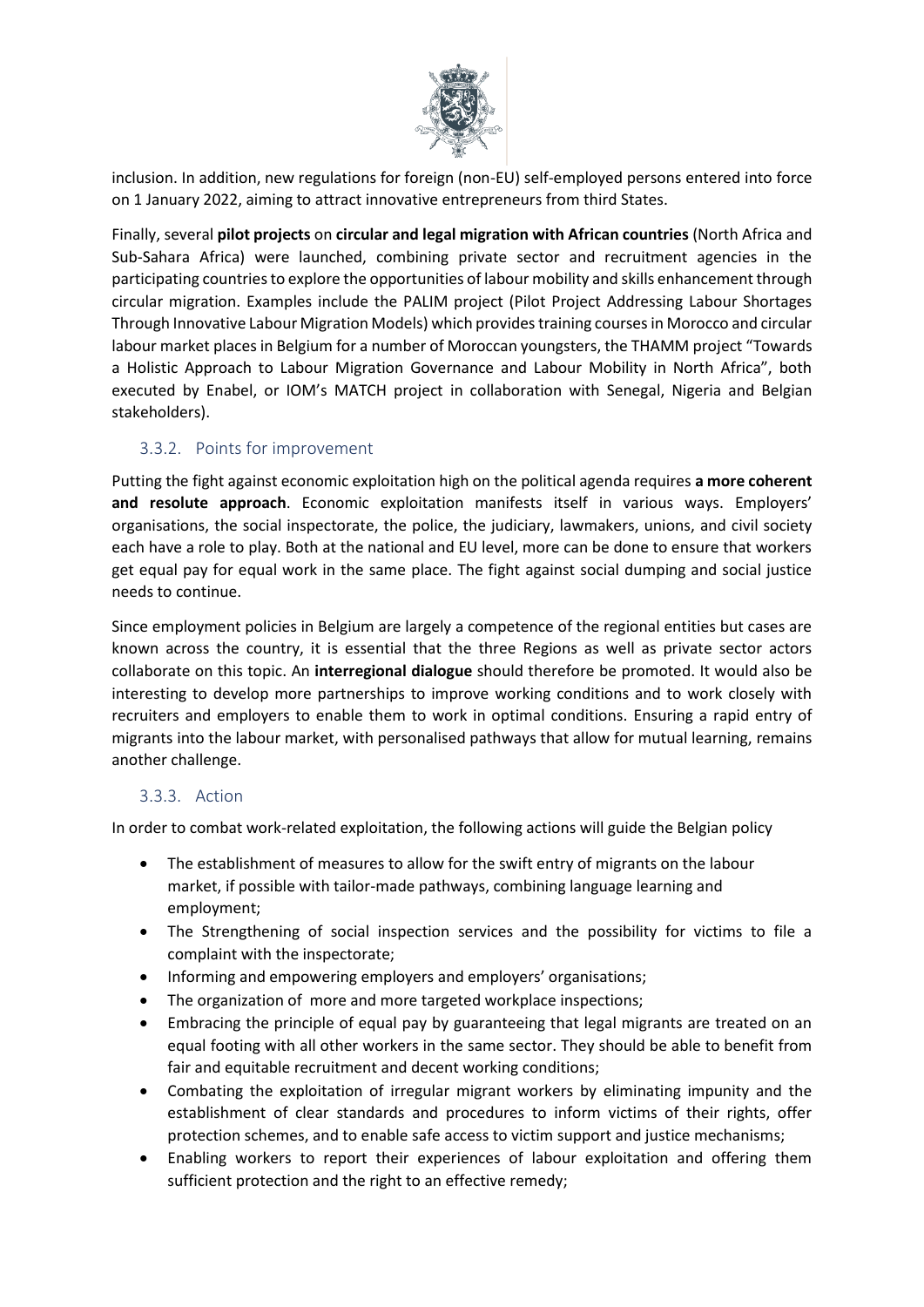inclusion. In addition, new regulations for foreign (non-EU) self-employed persons entered into force on 1 January 2022, aiming to attract innovative entrepreneurs from third States.

Finally, several **pilot projects** on **circular and legal migration with African countries** (North Africa and Sub-Sahara Africa) were launched, combining private sector and recruitment agencies in the participating countries to explore the opportunities of labour mobility and skills enhancement through circular migration. Examples include the PALIM project (Pilot Project Addressing Labour Shortages Through Innovative Labour Migration Models) which provides training courses in Morocco and circular labour market places in Belgium for a number of Moroccan youngsters, the THAMM project "Towards a Holistic Approach to Labour Migration Governance and Labour Mobility in North Africa", both executed by Enabel, or IOM's MATCH project in collaboration with Senegal, Nigeria and Belgian stakeholders).

### 3.3.2. Points for improvement

Putting the fight against economic exploitation high on the political agenda requires **a more coherent and resolute approach**. Economic exploitation manifests itself in various ways. Employers' organisations, the social inspectorate, the police, the judiciary, lawmakers, unions, and civil society each have a role to play. Both at the national and EU level, more can be done to ensure that workers get equal pay for equal work in the same place. The fight against social dumping and social justice needs to continue.

Since employment policies in Belgium are largely a competence of the regional entities but cases are known across the country, it is essential that the three Regions as well as private sector actors collaborate on this topic. An **interregional dialogue** should therefore be promoted. It would also be interesting to develop more partnerships to improve working conditions and to work closely with recruiters and employers to enable them to work in optimal conditions. Ensuring a rapid entry of migrants into the labour market, with personalised pathways that allow for mutual learning, remains another challenge.

### 3.3.3. Action

In order to combat work-related exploitation, the following actions will guide the Belgian policy

- The establishment of measures to allow for the swift entry of migrants on the labour market, if possible with tailor-made pathways, combining language learning and employment;
- The Strengthening of social inspection services and the possibility for victims to file a complaint with the inspectorate;
- Informing and empowering employers and employers' organisations;
- The organization of more and more targeted workplace inspections;
- Embracing the principle of equal pay by guaranteeing that legal migrants are treated on an equal footing with all other workers in the same sector. They should be able to benefit from fair and equitable recruitment and decent working conditions;
- Combating the exploitation of irregular migrant workers by eliminating impunity and the establishment of clear standards and procedures to inform victims of their rights, offer protection schemes, and to enable safe access to victim support and justice mechanisms;
- Enabling workers to report their experiences of labour exploitation and offering them sufficient protection and the right to an effective remedy;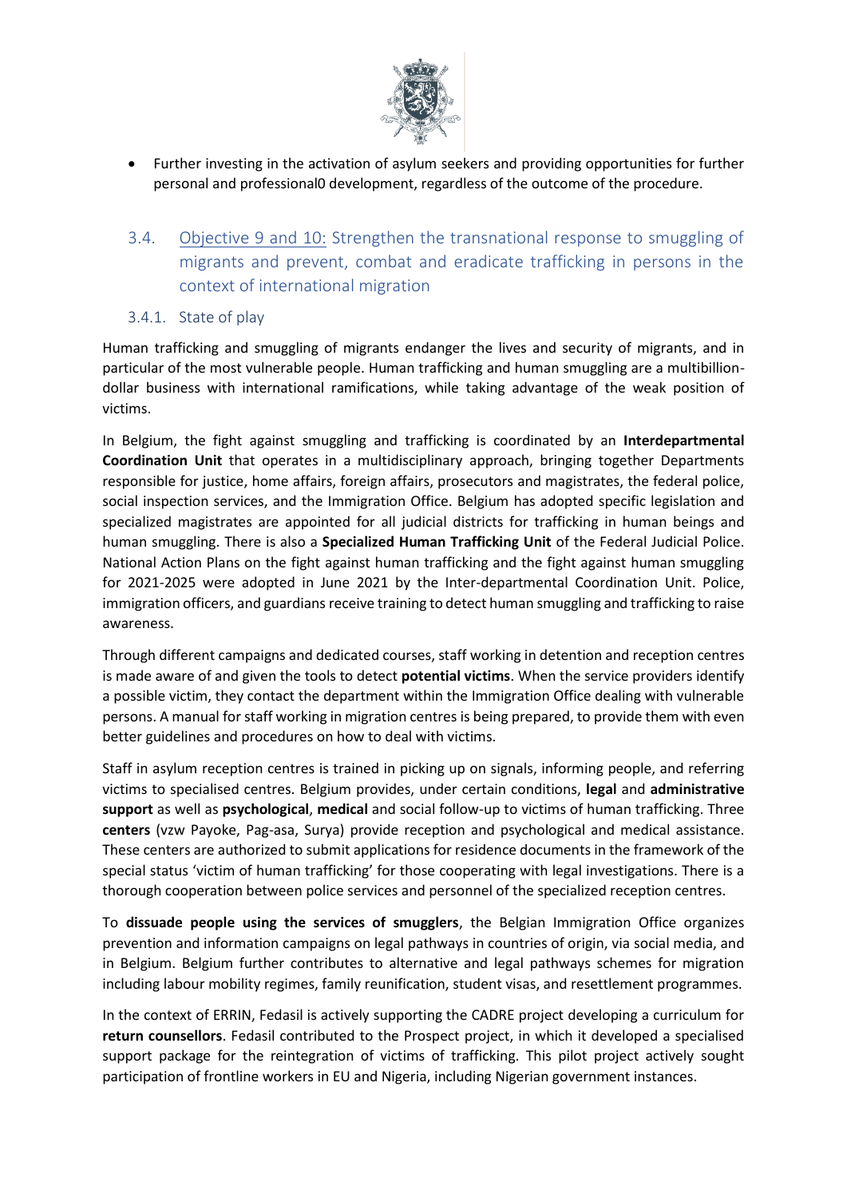- Further investing in the activation of asylum seekers and providing opportunities for further personal and professional0 development, regardless of the outcome of the procedure.

## 3.4. Objective 9 and 10: Strengthen the transnational response to smuggling of migrants and prevent, combat and eradicate trafficking in persons in the context of international migration

### 3.4.1. State of play

Human trafficking and smuggling of migrants endanger the lives and security of migrants, and in particular of the most vulnerable people. Human trafficking and human smuggling are a multibillion-dollar business with international ramifications, while taking advantage of the weak position of victims.

In Belgium, the fight against smuggling and trafficking is coordinated by an **Interdepartmental Coordination Unit** that operates in a multidisciplinary approach, bringing together Departments responsible for justice, home affairs, foreign affairs, prosecutors and magistrates, the federal police, social inspection services, and the Immigration Office. Belgium has adopted specific legislation and specialized magistrates are appointed for all judicial districts for trafficking in human beings and human smuggling. There is also a **Specialized Human Trafficking Unit** of the Federal Judicial Police. National Action Plans on the fight against human trafficking and the fight against human smuggling for 2021-2025 were adopted in June 2021 by the Inter-departmental Coordination Unit. Police, immigration officers, and guardians receive training to detect human smuggling and trafficking to raise awareness.

Through different campaigns and dedicated courses, staff working in detention and reception centres is made aware of and given the tools to detect **potential victims**. When the service providers identify a possible victim, they contact the department within the Immigration Office dealing with vulnerable persons. A manual for staff working in migration centres is being prepared, to provide them with even better guidelines and procedures on how to deal with victims.

Staff in asylum reception centres is trained in picking up on signals, informing people, and referring victims to specialised centres. Belgium provides, under certain conditions, **legal** and **administrative support** as well as **psychological**, **medical** and social follow-up to victims of human trafficking. Three **centers** (vzw Payoke, Pag-asa, Surya) provide reception and psychological and medical assistance. These centers are authorized to submit applications for residence documents in the framework of the special status 'victim of human trafficking' for those cooperating with legal investigations. There is a thorough cooperation between police services and personnel of the specialized reception centres.

To **dissuade people using the services of smugglers**, the Belgian Immigration Office organizes prevention and information campaigns on legal pathways in countries of origin, via social media, and in Belgium. Belgium further contributes to alternative and legal pathways schemes for migration including labour mobility regimes, family reunification, student visas, and resettlement programmes.

In the context of ERRIN, Fedasil is actively supporting the CADRE project developing a curriculum for **return counsellors**. Fedasil contributed to the Prospect project, in which it developed a specialised support package for the reintegration of victims of trafficking. This pilot project actively sought participation of frontline workers in EU and Nigeria, including Nigerian government instances.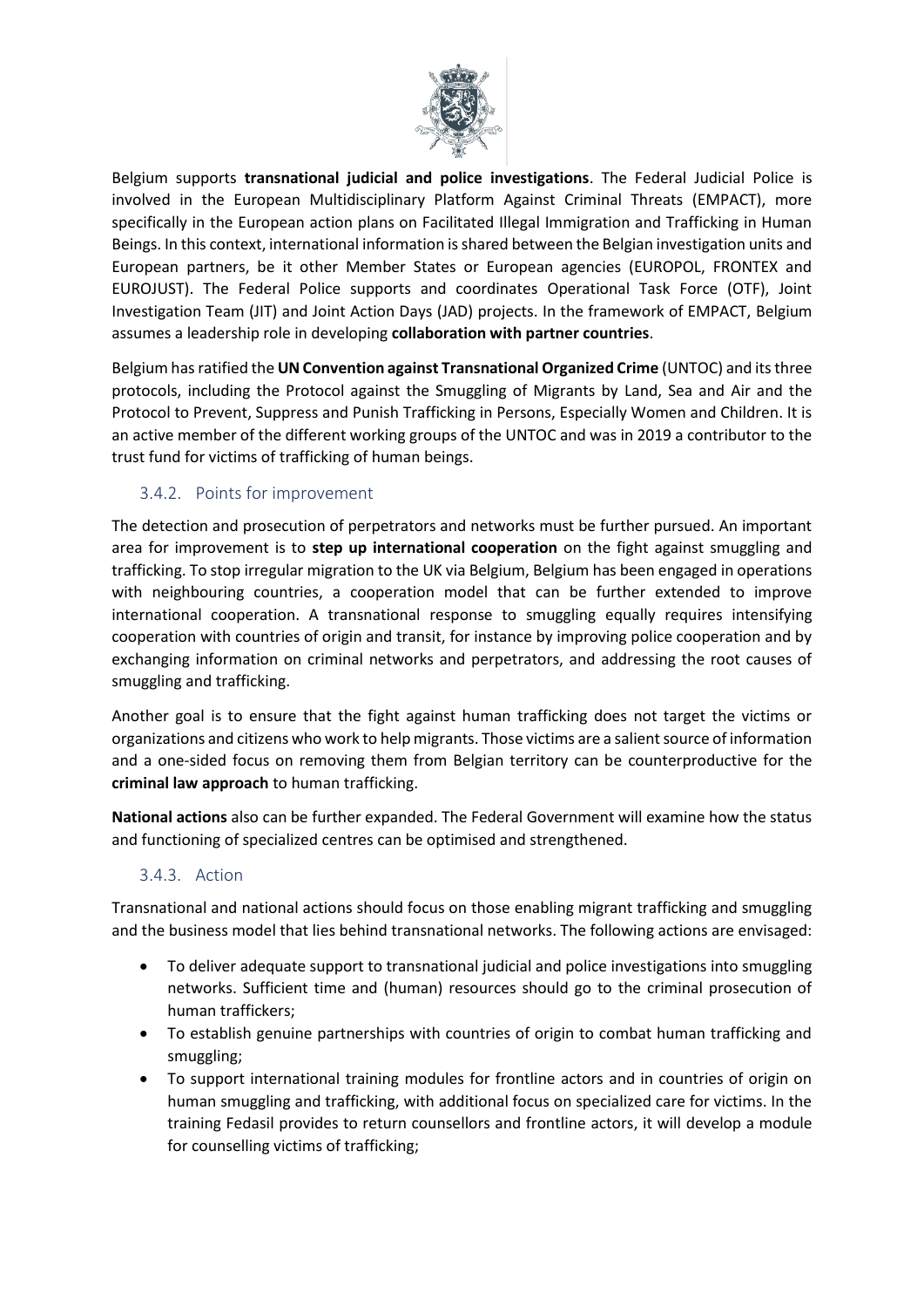Belgium supports **transnational judicial and police investigations**. The Federal Judicial Police is involved in the European Multidisciplinary Platform Against Criminal Threats (EMPACT), more specifically in the European action plans on Facilitated Illegal Immigration and Trafficking in Human Beings. In this context, international information is shared between the Belgian investigation units and European partners, be it other Member States or European agencies (EUROPOL, FRONTEX and EUROJUST). The Federal Police supports and coordinates Operational Task Force (OTF), Joint Investigation Team (JIT) and Joint Action Days (JAD) projects. In the framework of EMPACT, Belgium assumes a leadership role in developing **collaboration with partner countries**.

Belgium has ratified the **UN Convention against Transnational Organized Crime** (UNTOC) and its three protocols, including the Protocol against the Smuggling of Migrants by Land, Sea and Air and the Protocol to Prevent, Suppress and Punish Trafficking in Persons, Especially Women and Children. It is an active member of the different working groups of the UNTOC and was in 2019 a contributor to the trust fund for victims of trafficking of human beings.

### 3.4.2. Points for improvement

The detection and prosecution of perpetrators and networks must be further pursued. An important area for improvement is to **step up international cooperation** on the fight against smuggling and trafficking. To stop irregular migration to the UK via Belgium, Belgium has been engaged in operations with neighbouring countries, a cooperation model that can be further extended to improve international cooperation. A transnational response to smuggling equally requires intensifying cooperation with countries of origin and transit, for instance by improving police cooperation and by exchanging information on criminal networks and perpetrators, and addressing the root causes of smuggling and trafficking.

Another goal is to ensure that the fight against human trafficking does not target the victims or organizations and citizens who work to help migrants. Those victims are a salient source of information and a one-sided focus on removing them from Belgian territory can be counterproductive for the **criminal law approach** to human trafficking.

**National actions** also can be further expanded. The Federal Government will examine how the status and functioning of specialized centres can be optimised and strengthened.

### 3.4.3. Action

Transnational and national actions should focus on those enabling migrant trafficking and smuggling and the business model that lies behind transnational networks. The following actions are envisaged:

- To deliver adequate support to transnational judicial and police investigations into smuggling networks. Sufficient time and (human) resources should go to the criminal prosecution of human traffickers;
- To establish genuine partnerships with countries of origin to combat human trafficking and smuggling;
- To support international training modules for frontline actors and in countries of origin on human smuggling and trafficking, with additional focus on specialized care for victims. In the training Fedasil provides to return counsellors and frontline actors, it will develop a module for counselling victims of trafficking;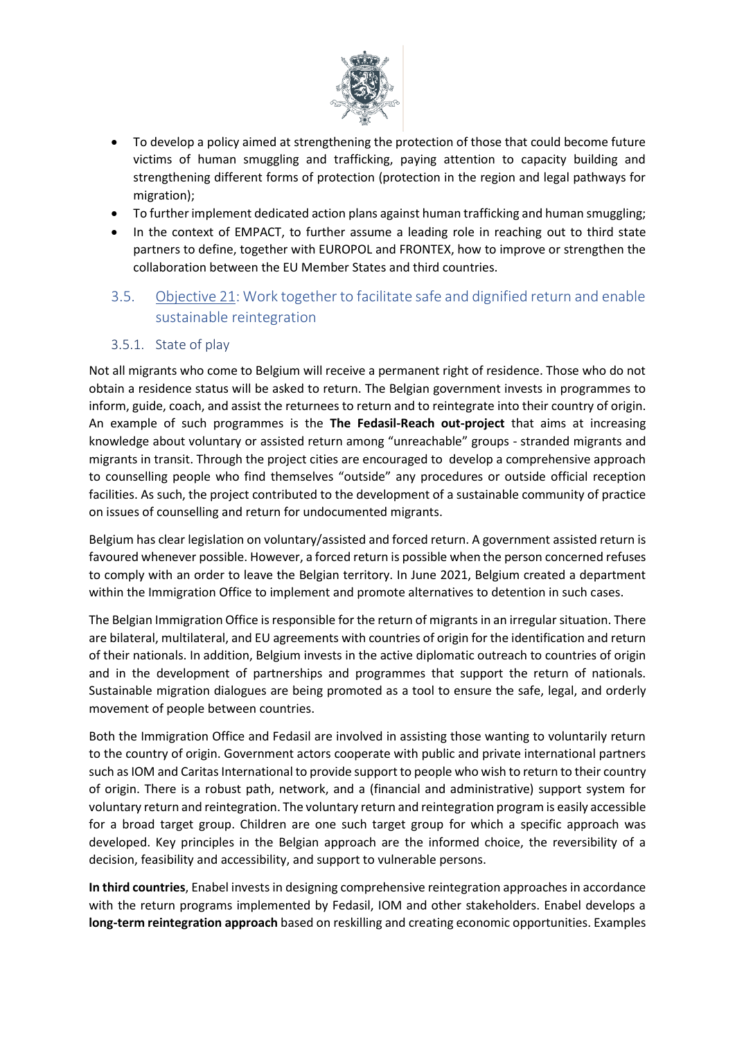- To develop a policy aimed at strengthening the protection of those that could become future victims of human smuggling and trafficking, paying attention to capacity building and strengthening different forms of protection (protection in the region and legal pathways for migration);
- To further implement dedicated action plans against human trafficking and human smuggling;
- In the context of EMPACT, to further assume a leading role in reaching out to third state partners to define, together with EUROPOL and FRONTEX, how to improve or strengthen the collaboration between the EU Member States and third countries.

## 3.5. Objective 21: Work together to facilitate safe and dignified return and enable sustainable reintegration

### 3.5.1. State of play

Not all migrants who come to Belgium will receive a permanent right of residence. Those who do not obtain a residence status will be asked to return. The Belgian government invests in programmes to inform, guide, coach, and assist the returnees to return and to reintegrate into their country of origin. An example of such programmes is the **The Fedasil-Reach out-project** that aims at increasing knowledge about voluntary or assisted return among "unreachable" groups - stranded migrants and migrants in transit. Through the project cities are encouraged to develop a comprehensive approach to counselling people who find themselves "outside" any procedures or outside official reception facilities. As such, the project contributed to the development of a sustainable community of practice on issues of counselling and return for undocumented migrants.

Belgium has clear legislation on voluntary/assisted and forced return. A government assisted return is favoured whenever possible. However, a forced return is possible when the person concerned refuses to comply with an order to leave the Belgian territory. In June 2021, Belgium created a department within the Immigration Office to implement and promote alternatives to detention in such cases.

The Belgian Immigration Office is responsible for the return of migrants in an irregular situation. There are bilateral, multilateral, and EU agreements with countries of origin for the identification and return of their nationals. In addition, Belgium invests in the active diplomatic outreach to countries of origin and in the development of partnerships and programmes that support the return of nationals. Sustainable migration dialogues are being promoted as a tool to ensure the safe, legal, and orderly movement of people between countries.

Both the Immigration Office and Fedasil are involved in assisting those wanting to voluntarily return to the country of origin. Government actors cooperate with public and private international partners such as IOM and Caritas International to provide support to people who wish to return to their country of origin. There is a robust path, network, and a (financial and administrative) support system for voluntary return and reintegration. The voluntary return and reintegration program is easily accessible for a broad target group. Children are one such target group for which a specific approach was developed. Key principles in the Belgian approach are the informed choice, the reversibility of a decision, feasibility and accessibility, and support to vulnerable persons.

**In third countries**, Enabel invests in designing comprehensive reintegration approaches in accordance with the return programs implemented by Fedasil, IOM and other stakeholders. Enabel develops a **long-term reintegration approach** based on reskilling and creating economic opportunities. Examples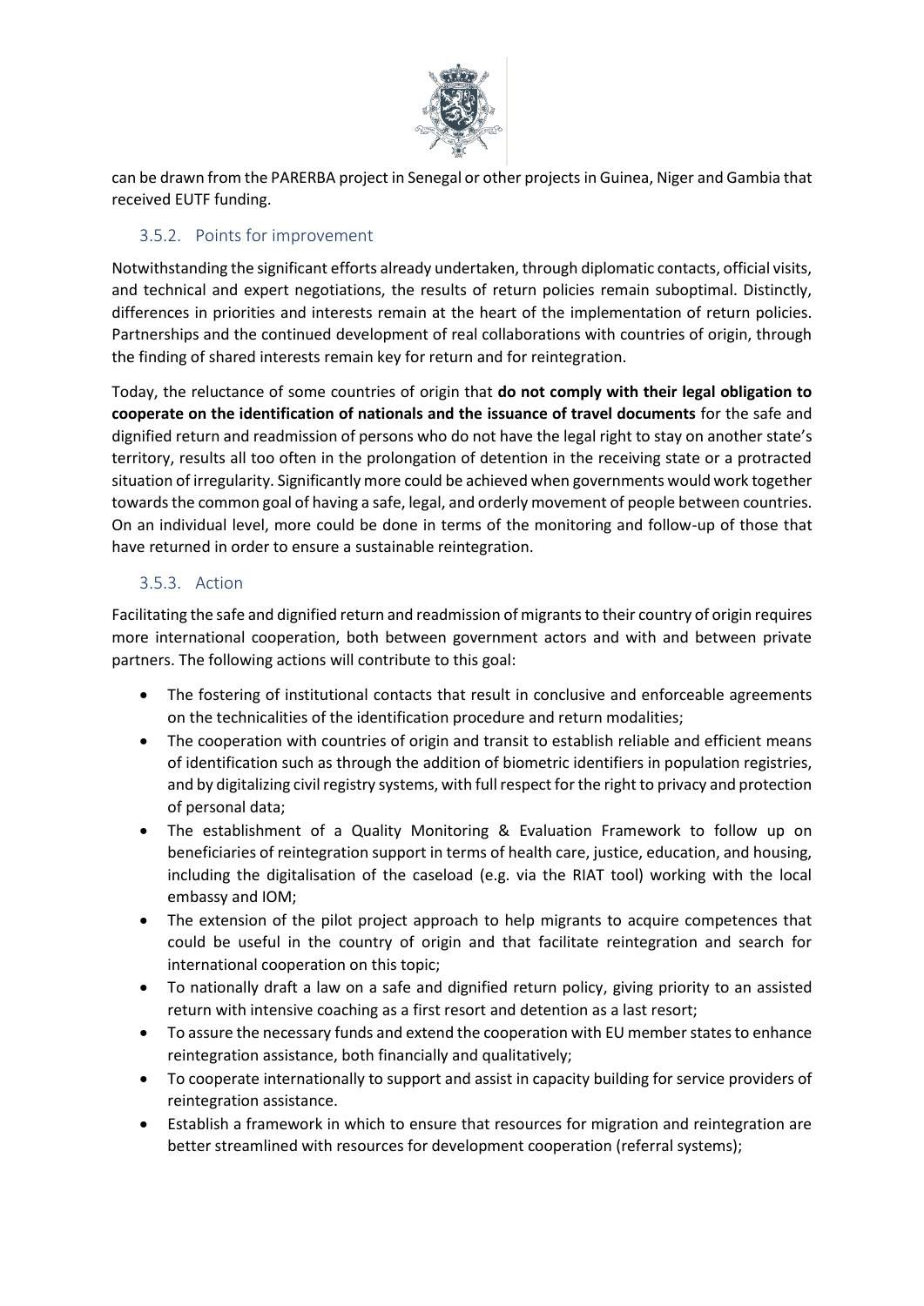can be drawn from the PARERBA project in Senegal or other projects in Guinea, Niger and Gambia that received EUTF funding.

### 3.5.2. Points for improvement

Notwithstanding the significant efforts already undertaken, through diplomatic contacts, official visits, and technical and expert negotiations, the results of return policies remain suboptimal. Distinctly, differences in priorities and interests remain at the heart of the implementation of return policies. Partnerships and the continued development of real collaborations with countries of origin, through the finding of shared interests remain key for return and for reintegration.

Today, the reluctance of some countries of origin that **do not comply with their legal obligation to cooperate on the identification of nationals and the issuance of travel documents** for the safe and dignified return and readmission of persons who do not have the legal right to stay on another state's territory, results all too often in the prolongation of detention in the receiving state or a protracted situation of irregularity. Significantly more could be achieved when governments would work together towards the common goal of having a safe, legal, and orderly movement of people between countries. On an individual level, more could be done in terms of the monitoring and follow-up of those that have returned in order to ensure a sustainable reintegration.

### 3.5.3. Action

Facilitating the safe and dignified return and readmission of migrants to their country of origin requires more international cooperation, both between government actors and with and between private partners. The following actions will contribute to this goal:

- The fostering of institutional contacts that result in conclusive and enforceable agreements on the technicalities of the identification procedure and return modalities;
- The cooperation with countries of origin and transit to establish reliable and efficient means of identification such as through the addition of biometric identifiers in population registries, and by digitalizing civil registry systems, with full respect for the right to privacy and protection of personal data;
- The establishment of a Quality Monitoring & Evaluation Framework to follow up on beneficiaries of reintegration support in terms of health care, justice, education, and housing, including the digitalisation of the caseload (e.g. via the RIAT tool) working with the local embassy and IOM;
- The extension of the pilot project approach to help migrants to acquire competences that could be useful in the country of origin and that facilitate reintegration and search for international cooperation on this topic;
- To nationally draft a law on a safe and dignified return policy, giving priority to an assisted return with intensive coaching as a first resort and detention as a last resort;
- To assure the necessary funds and extend the cooperation with EU member states to enhance reintegration assistance, both financially and qualitatively;
- To cooperate internationally to support and assist in capacity building for service providers of reintegration assistance.
- Establish a framework in which to ensure that resources for migration and reintegration are better streamlined with resources for development cooperation (referral systems);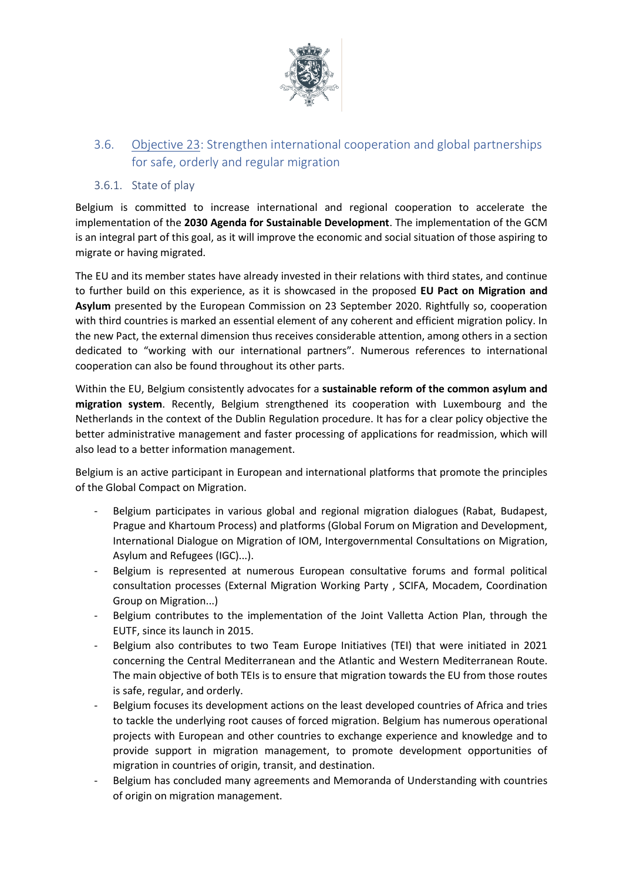## 3.6. Objective 23: Strengthen international cooperation and global partnerships for safe, orderly and regular migration

### 3.6.1. State of play

Belgium is committed to increase international and regional cooperation to accelerate the implementation of the **2030 Agenda for Sustainable Development**. The implementation of the GCM is an integral part of this goal, as it will improve the economic and social situation of those aspiring to migrate or having migrated.

The EU and its member states have already invested in their relations with third states, and continue to further build on this experience, as it is showcased in the proposed **EU Pact on Migration and Asylum** presented by the European Commission on 23 September 2020. Rightfully so, cooperation with third countries is marked an essential element of any coherent and efficient migration policy. In the new Pact, the external dimension thus receives considerable attention, among others in a section dedicated to "working with our international partners". Numerous references to international cooperation can also be found throughout its other parts.

Within the EU, Belgium consistently advocates for a **sustainable reform of the common asylum and migration system**. Recently, Belgium strengthened its cooperation with Luxembourg and the Netherlands in the context of the Dublin Regulation procedure. It has for a clear policy objective the better administrative management and faster processing of applications for readmission, which will also lead to a better information management.

Belgium is an active participant in European and international platforms that promote the principles of the Global Compact on Migration.

- Belgium participates in various global and regional migration dialogues (Rabat, Budapest, Prague and Khartoum Process) and platforms (Global Forum on Migration and Development, International Dialogue on Migration of IOM, Intergovernmental Consultations on Migration, Asylum and Refugees (IGC)...).
- Belgium is represented at numerous European consultative forums and formal political consultation processes (External Migration Working Party , SCIFA, Mocadem, Coordination Group on Migration...)
- Belgium contributes to the implementation of the Joint Valletta Action Plan, through the EUTF, since its launch in 2015.
- Belgium also contributes to two Team Europe Initiatives (TEI) that were initiated in 2021 concerning the Central Mediterranean and the Atlantic and Western Mediterranean Route. The main objective of both TEIs is to ensure that migration towards the EU from those routes is safe, regular, and orderly.
- Belgium focuses its development actions on the least developed countries of Africa and tries to tackle the underlying root causes of forced migration. Belgium has numerous operational projects with European and other countries to exchange experience and knowledge and to provide support in migration management, to promote development opportunities of migration in countries of origin, transit, and destination.
- Belgium has concluded many agreements and Memoranda of Understanding with countries of origin on migration management.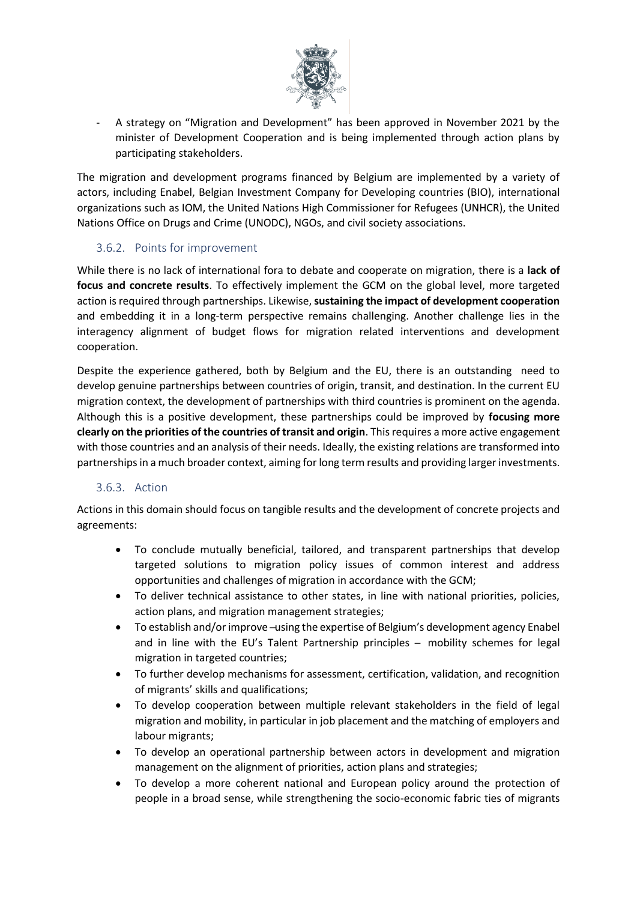- A strategy on "Migration and Development" has been approved in November 2021 by the minister of Development Cooperation and is being implemented through action plans by participating stakeholders.

The migration and development programs financed by Belgium are implemented by a variety of actors, including Enabel, Belgian Investment Company for Developing countries (BIO), international organizations such as IOM, the United Nations High Commissioner for Refugees (UNHCR), the United Nations Office on Drugs and Crime (UNODC), NGOs, and civil society associations.

### 3.6.2. Points for improvement

While there is no lack of international fora to debate and cooperate on migration, there is a **lack of focus and concrete results**. To effectively implement the GCM on the global level, more targeted action is required through partnerships. Likewise, **sustaining the impact of development cooperation** and embedding it in a long-term perspective remains challenging. Another challenge lies in the interagency alignment of budget flows for migration related interventions and development cooperation.

Despite the experience gathered, both by Belgium and the EU, there is an outstanding need to develop genuine partnerships between countries of origin, transit, and destination. In the current EU migration context, the development of partnerships with third countries is prominent on the agenda. Although this is a positive development, these partnerships could be improved by **focusing more clearly on the priorities of the countries of transit and origin**. This requires a more active engagement with those countries and an analysis of their needs. Ideally, the existing relations are transformed into partnerships in a much broader context, aiming for long term results and providing larger investments.

### 3.6.3. Action

Actions in this domain should focus on tangible results and the development of concrete projects and agreements:

- To conclude mutually beneficial, tailored, and transparent partnerships that develop targeted solutions to migration policy issues of common interest and address opportunities and challenges of migration in accordance with the GCM;
- To deliver technical assistance to other states, in line with national priorities, policies, action plans, and migration management strategies;
- To establish and/or improve –using the expertise of Belgium's development agency Enabel and in line with the EU's Talent Partnership principles – mobility schemes for legal migration in targeted countries;
- To further develop mechanisms for assessment, certification, validation, and recognition of migrants' skills and qualifications;
- To develop cooperation between multiple relevant stakeholders in the field of legal migration and mobility, in particular in job placement and the matching of employers and labour migrants;
- To develop an operational partnership between actors in development and migration management on the alignment of priorities, action plans and strategies;
- To develop a more coherent national and European policy around the protection of people in a broad sense, while strengthening the socio-economic fabric ties of migrants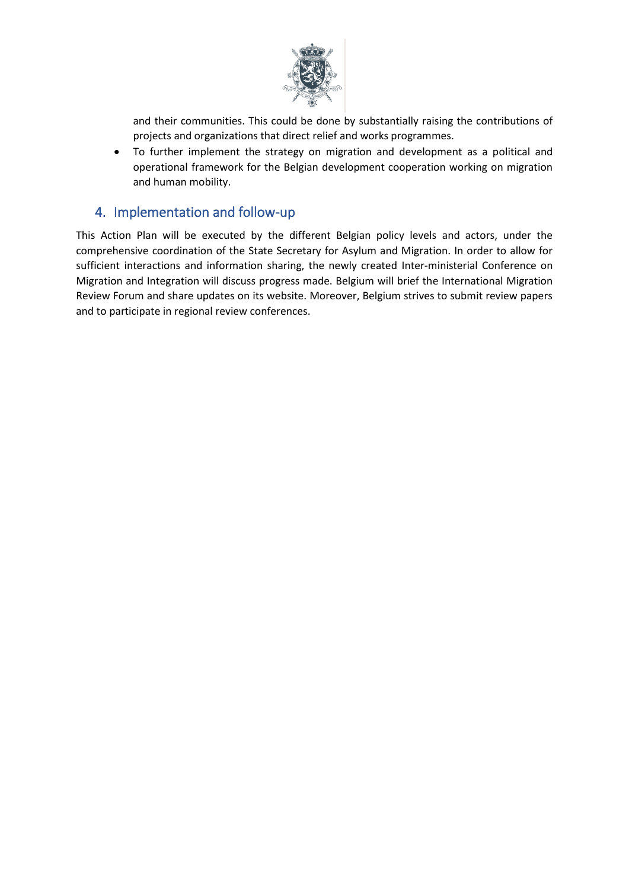and their communities. This could be done by substantially raising the contributions of projects and organizations that direct relief and works programmes.

- To further implement the strategy on migration and development as a political and operational framework for the Belgian development cooperation working on migration and human mobility.

## 4. Implementation and follow-up

This Action Plan will be executed by the different Belgian policy levels and actors, under the comprehensive coordination of the State Secretary for Asylum and Migration. In order to allow for sufficient interactions and information sharing, the newly created Inter-ministerial Conference on Migration and Integration will discuss progress made. Belgium will brief the International Migration Review Forum and share updates on its website. Moreover, Belgium strives to submit review papers and to participate in regional review conferences.